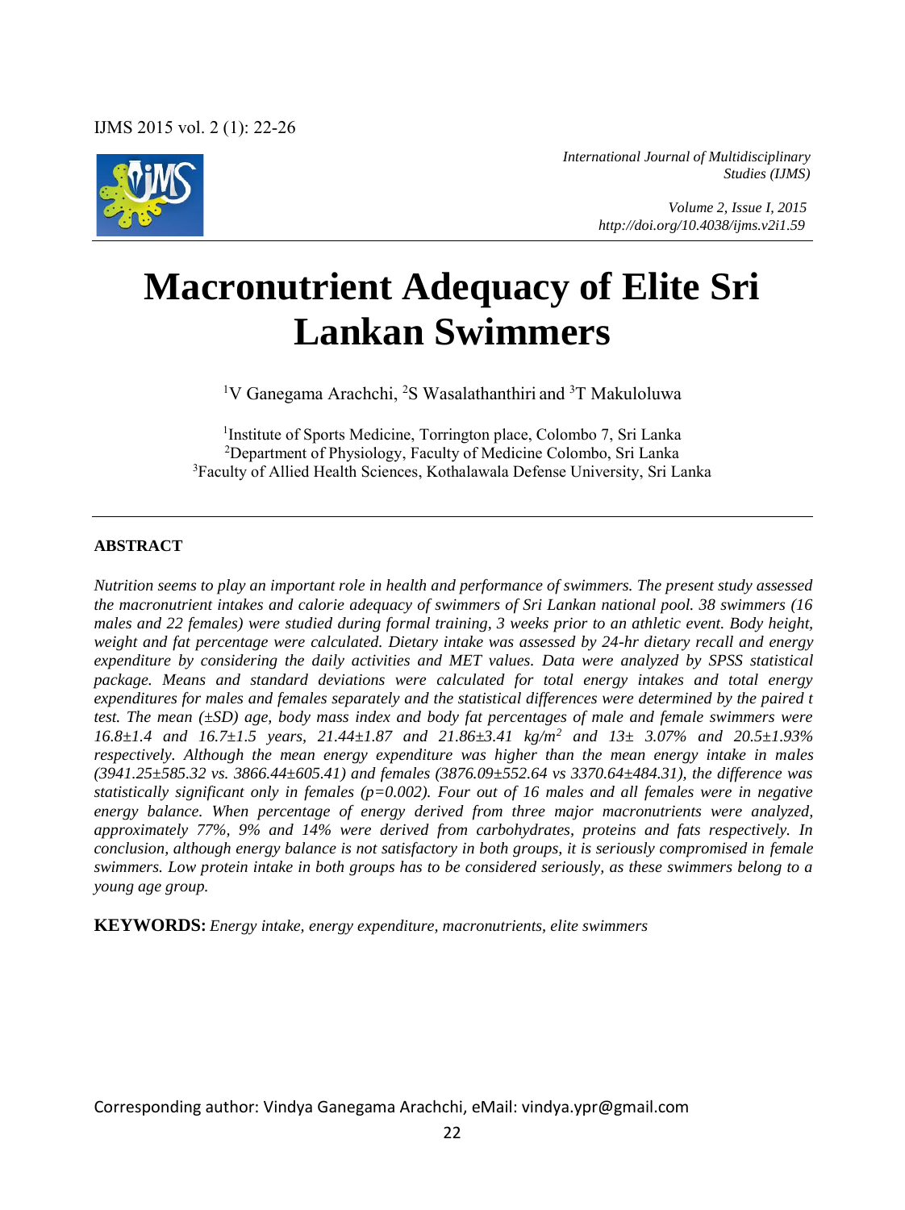# Macronutrient Adequacy of Elite Sri Lankan Swimmers

[1]V Ganegama Arachchi, [2]S Wasalathanthiri and [3]T Makuloluwa

[1]Institute of Sports Medicine, Torrington place, Colombo 7, Sri Lanka
[2]Department of Physiology, Faculty of Medicine Colombo, Sri Lanka
[3]Faculty of Allied Health Sciences, Kothalawala Defense University, Sri Lanka

## ABSTRACT

*Nutrition seems to play an important role in health and performance of swimmers. The present study assessed the macronutrient intakes and calorie adequacy of swimmers of Sri Lankan national pool. 38 swimmers (16 males and 22 females) were studied during formal training, 3 weeks prior to an athletic event. Body height, weight and fat percentage were calculated. Dietary intake was assessed by 24-hr dietary recall and energy expenditure by considering the daily activities and MET values. Data were analyzed by SPSS statistical package. Means and standard deviations were calculated for total energy intakes and total energy expenditures for males and females separately and the statistical differences were determined by the paired t test. The mean (±SD) age, body mass index and body fat percentages of male and female swimmers were 16.8±1.4 and 16.7±1.5 years, 21.44±1.87 and 21.86±3.41 kg/m$^2$ and 13± 3.07% and 20.5±1.93% respectively. Although the mean energy expenditure was higher than the mean energy intake in males (3941.25±585.32 vs. 3866.44±605.41) and females (3876.09±552.64 vs 3370.64±484.31), the difference was statistically significant only in females ($p$=0.002). Four out of 16 males and all females were in negative energy balance. When percentage of energy derived from three major macronutrients were analyzed, approximately 77%, 9% and 14% were derived from carbohydrates, proteins and fats respectively. In conclusion, although energy balance is not satisfactory in both groups, it is seriously compromised in female swimmers. Low protein intake in both groups has to be considered seriously, as these swimmers belong to a young age group.*

**KEYWORDS:** *Energy intake, energy expenditure, macronutrients, elite swimmers*

Corresponding author: Vindya Ganegama Arachchi, eMail: vindya.ypr@gmail.com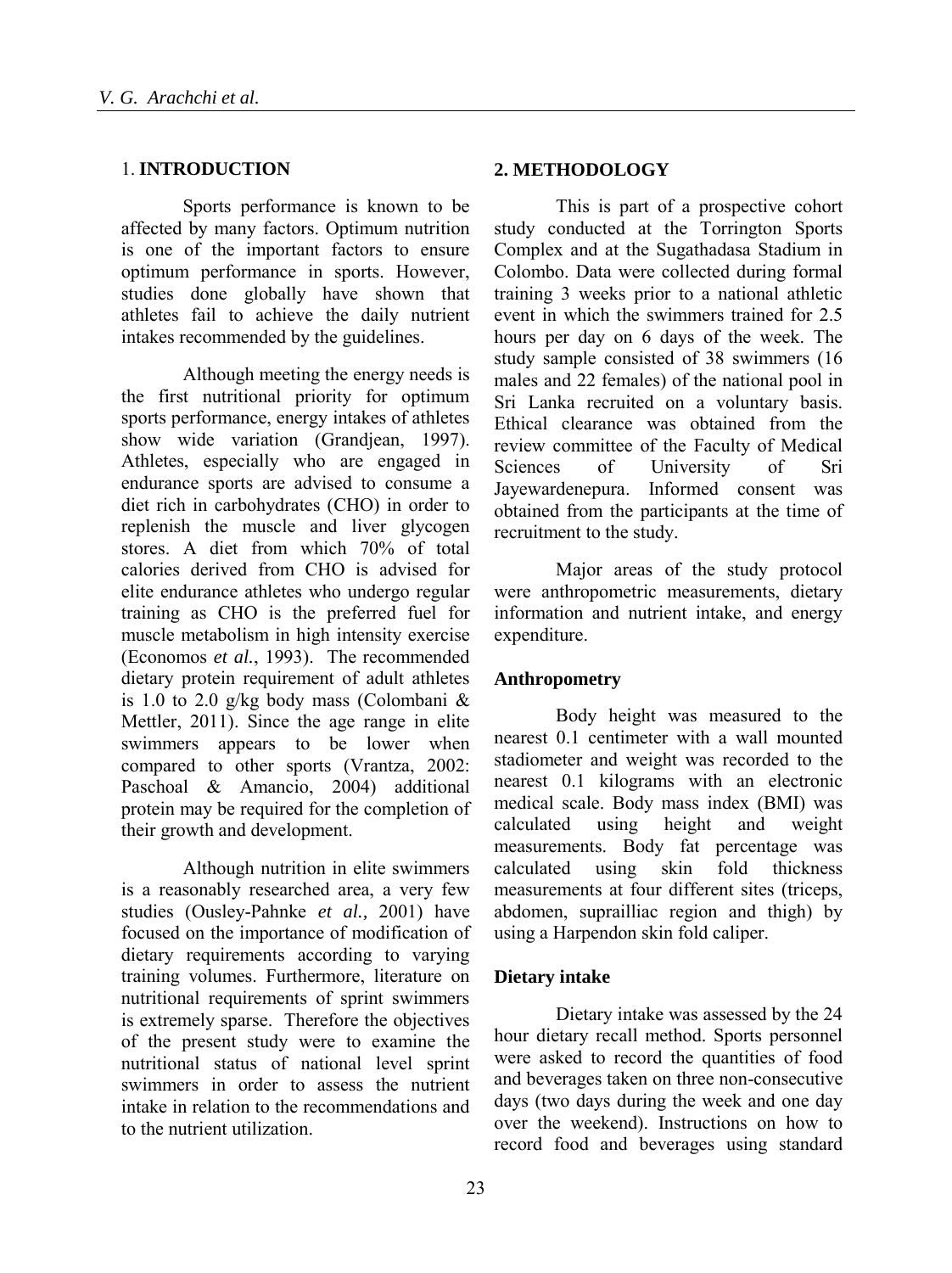## 1. INTRODUCTION

Sports performance is known to be affected by many factors. Optimum nutrition is one of the important factors to ensure optimum performance in sports. However, studies done globally have shown that athletes fail to achieve the daily nutrient intakes recommended by the guidelines.

Although meeting the energy needs is the first nutritional priority for optimum sports performance, energy intakes of athletes show wide variation (Grandjean, 1997). Athletes, especially who are engaged in endurance sports are advised to consume a diet rich in carbohydrates (CHO) in order to replenish the muscle and liver glycogen stores. A diet from which 70% of total calories derived from CHO is advised for elite endurance athletes who undergo regular training as CHO is the preferred fuel for muscle metabolism in high intensity exercise (Economos *et al.*, 1993). The recommended dietary protein requirement of adult athletes is 1.0 to 2.0 g/kg body mass (Colombani & Mettler, 2011). Since the age range in elite swimmers appears to be lower when compared to other sports (Vrantza, 2002: Paschoal & Amancio, 2004) additional protein may be required for the completion of their growth and development.

Although nutrition in elite swimmers is a reasonably researched area, a very few studies (Ousley-Pahnke *et al.,* 2001) have focused on the importance of modification of dietary requirements according to varying training volumes. Furthermore, literature on nutritional requirements of sprint swimmers is extremely sparse. Therefore the objectives of the present study were to examine the nutritional status of national level sprint swimmers in order to assess the nutrient intake in relation to the recommendations and to the nutrient utilization.

## 2. METHODOLOGY

This is part of a prospective cohort study conducted at the Torrington Sports Complex and at the Sugathadasa Stadium in Colombo. Data were collected during formal training 3 weeks prior to a national athletic event in which the swimmers trained for 2.5 hours per day on 6 days of the week. The study sample consisted of 38 swimmers (16 males and 22 females) of the national pool in Sri Lanka recruited on a voluntary basis. Ethical clearance was obtained from the review committee of the Faculty of Medical Sciences of University of Sri Jayewardenepura. Informed consent was obtained from the participants at the time of recruitment to the study.

Major areas of the study protocol were anthropometric measurements, dietary information and nutrient intake, and energy expenditure.

### Anthropometry

Body height was measured to the nearest 0.1 centimeter with a wall mounted stadiometer and weight was recorded to the nearest 0.1 kilograms with an electronic medical scale. Body mass index (BMI) was calculated using height and weight measurements. Body fat percentage was calculated using skin fold thickness measurements at four different sites (triceps, abdomen, suprailliac region and thigh) by using a Harpendon skin fold caliper.

### Dietary intake

Dietary intake was assessed by the 24 hour dietary recall method. Sports personnel were asked to record the quantities of food and beverages taken on three non-consecutive days (two days during the week and one day over the weekend). Instructions on how to record food and beverages using standard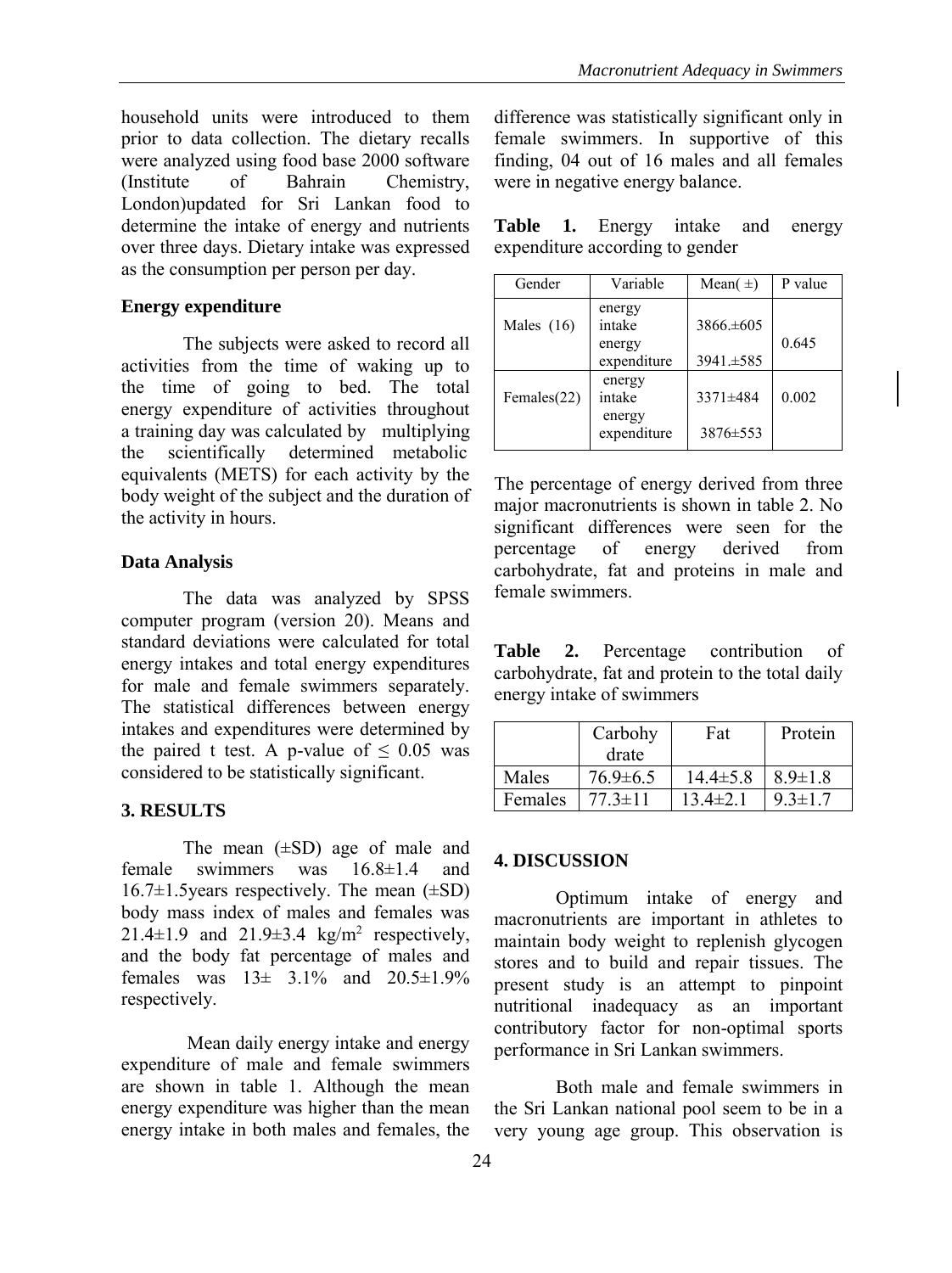household units were introduced to them prior to data collection. The dietary recalls were analyzed using food base 2000 software (Institute of Bahrain Chemistry, London)updated for Sri Lankan food to determine the intake of energy and nutrients over three days. Dietary intake was expressed as the consumption per person per day.

### Energy expenditure

The subjects were asked to record all activities from the time of waking up to the time of going to bed. The total energy expenditure of activities throughout a training day was calculated by multiplying the scientifically determined metabolic equivalents (METS) for each activity by the body weight of the subject and the duration of the activity in hours.

### Data Analysis

The data was analyzed by SPSS computer program (version 20). Means and standard deviations were calculated for total energy intakes and total energy expenditures for male and female swimmers separately. The statistical differences between energy intakes and expenditures were determined by the paired t test. A p-value of $\leq 0.05$ was considered to be statistically significant.

## 3. RESULTS

The mean (±SD) age of male and female swimmers was 16.8±1.4 and 16.7±1.5years respectively. The mean (±SD) body mass index of males and females was 21.4±1.9 and 21.9±3.4 kg/m$^2$ respectively, and the body fat percentage of males and females was 13± 3.1% and 20.5±1.9% respectively.

Mean daily energy intake and energy expenditure of male and female swimmers are shown in table 1. Although the mean energy expenditure was higher than the mean energy intake in both males and females, the difference was statistically significant only in female swimmers. In supportive of this finding, 04 out of 16 males and all females were in negative energy balance.

**Table 1.** Energy intake and energy expenditure according to gender

| Gender | Variable | Mean( ±) | P value |
|---|---|---|---|
| Males (16) | energy intake | 3866.±605 | 0.645 |
| | energy expenditure | 3941.±585 | |
| Females(22) | energy intake | 3371±484 | 0.002 |
| | energy expenditure | 3876±553 | |

The percentage of energy derived from three major macronutrients is shown in table 2. No significant differences were seen for the percentage of energy derived from carbohydrate, fat and proteins in male and female swimmers.

**Table 2.** Percentage contribution of carbohydrate, fat and protein to the total daily energy intake of swimmers

| | Carbohydrate | Fat | Protein |
|---|---|---|---|
| Males | 76.9±6.5 | 14.4±5.8 | 8.9±1.8 |
| Females | 77.3±11 | 13.4±2.1 | 9.3±1.7 |

## 4. DISCUSSION

Optimum intake of energy and macronutrients are important in athletes to maintain body weight to replenish glycogen stores and to build and repair tissues. The present study is an attempt to pinpoint nutritional inadequacy as an important contributory factor for non-optimal sports performance in Sri Lankan swimmers.

Both male and female swimmers in the Sri Lankan national pool seem to be in a very young age group. This observation is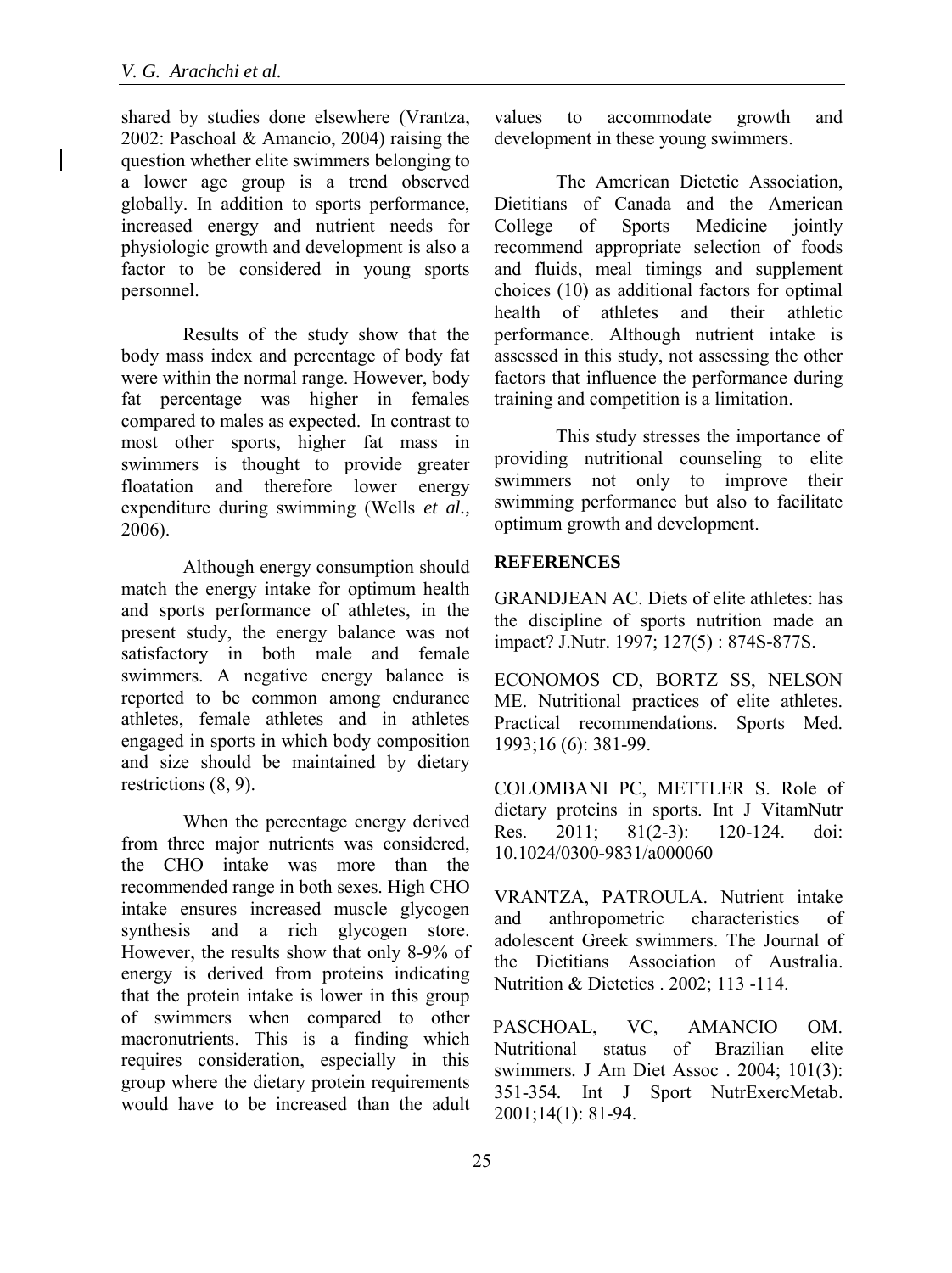shared by studies done elsewhere (Vrantza, 2002: Paschoal & Amancio, 2004) raising the question whether elite swimmers belonging to a lower age group is a trend observed globally. In addition to sports performance, increased energy and nutrient needs for physiologic growth and development is also a factor to be considered in young sports personnel.

Results of the study show that the body mass index and percentage of body fat were within the normal range. However, body fat percentage was higher in females compared to males as expected. In contrast to most other sports, higher fat mass in swimmers is thought to provide greater floatation and therefore lower energy expenditure during swimming (Wells *et al.,* 2006).

Although energy consumption should match the energy intake for optimum health and sports performance of athletes, in the present study, the energy balance was not satisfactory in both male and female swimmers. A negative energy balance is reported to be common among endurance athletes, female athletes and in athletes engaged in sports in which body composition and size should be maintained by dietary restrictions (8, 9).

When the percentage energy derived from three major nutrients was considered, the CHO intake was more than the recommended range in both sexes. High CHO intake ensures increased muscle glycogen synthesis and a rich glycogen store. However, the results show that only 8-9% of energy is derived from proteins indicating that the protein intake is lower in this group of swimmers when compared to other macronutrients. This is a finding which requires consideration, especially in this group where the dietary protein requirements would have to be increased than the adult values to accommodate growth and development in these young swimmers.

The American Dietetic Association, Dietitians of Canada and the American College of Sports Medicine jointly recommend appropriate selection of foods and fluids, meal timings and supplement choices (10) as additional factors for optimal health of athletes and their athletic performance. Although nutrient intake is assessed in this study, not assessing the other factors that influence the performance during training and competition is a limitation.

This study stresses the importance of providing nutritional counseling to elite swimmers not only to improve their swimming performance but also to facilitate optimum growth and development.

## REFERENCES

GRANDJEAN AC. Diets of elite athletes: has the discipline of sports nutrition made an impact? J.Nutr. 1997; 127(5) : 874S-877S.

ECONOMOS CD, BORTZ SS, NELSON ME. Nutritional practices of elite athletes. Practical recommendations. Sports Med. 1993;16 (6): 381-99.

COLOMBANI PC, METTLER S. Role of dietary proteins in sports. Int J VitamNutr Res. 2011; 81(2-3): 120-124. doi: 10.1024/0300-9831/a000060

VRANTZA, PATROULA. Nutrient intake and anthropometric characteristics of adolescent Greek swimmers. The Journal of the Dietitians Association of Australia. Nutrition & Dietetics . 2002; 113 -114.

PASCHOAL, VC, AMANCIO OM. Nutritional status of Brazilian elite swimmers. J Am Diet Assoc . 2004; 101(3): 351-354. Int J Sport NutrExercMetab. 2001;14(1): 81-94.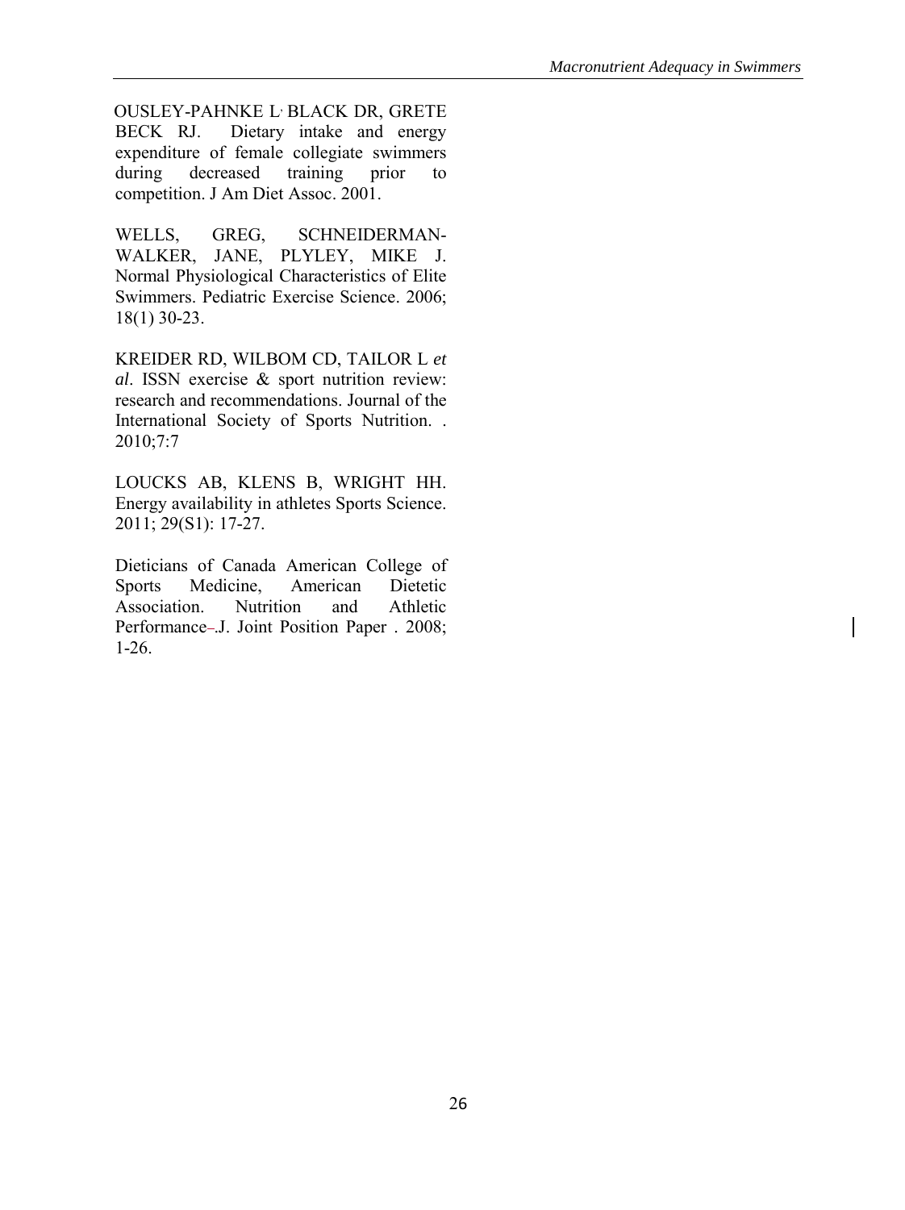OUSLEY-PAHNKE L, BLACK DR, GRETE BECK RJ. Dietary intake and energy expenditure of female collegiate swimmers during decreased training prior to competition. J Am Diet Assoc. 2001.

WELLS, GREG, SCHNEIDERMAN-WALKER, JANE, PLYLEY, MIKE J. Normal Physiological Characteristics of Elite Swimmers. Pediatric Exercise Science. 2006; 18(1) 30-23.

KREIDER RD, WILBOM CD, TAILOR L *et al*. ISSN exercise & sport nutrition review: research and recommendations. Journal of the International Society of Sports Nutrition. . 2010;7:7

LOUCKS AB, KLENS B, WRIGHT HH. Energy availability in athletes Sports Science. 2011; 29(S1): 17-27.

Dieticians of Canada American College of Sports Medicine, American Dietetic Association. Nutrition and Athletic Performance–J. Joint Position Paper . 2008; 1-26.